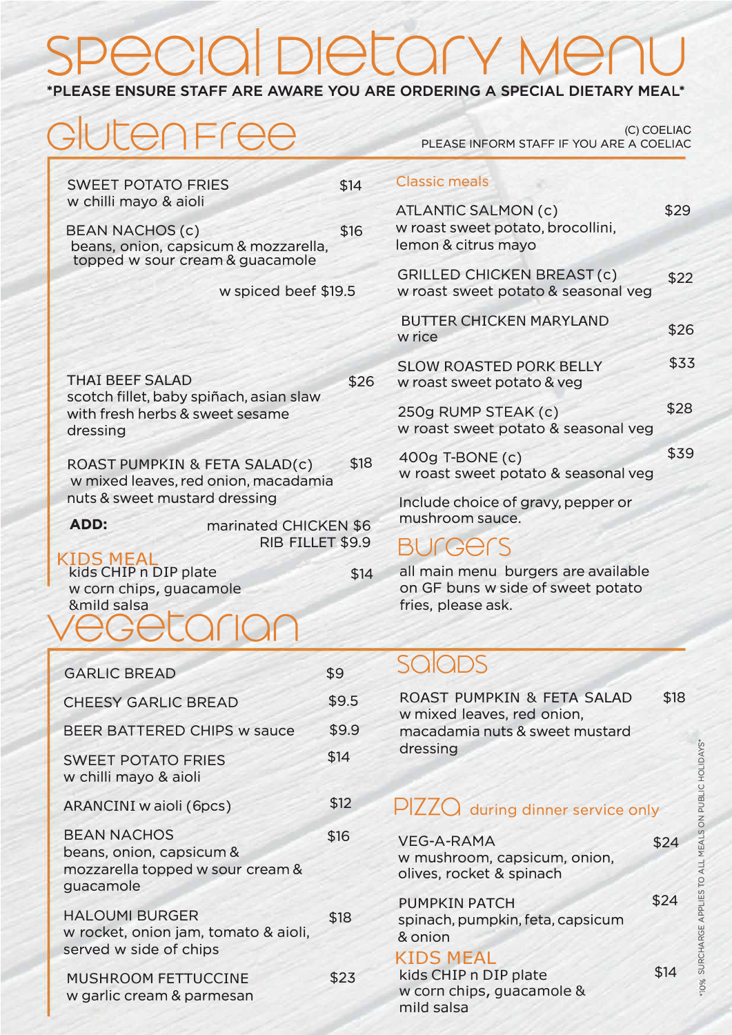# Special Dietary Menu

*PLEASE ENSURE STAFF ARE AWARE YOU ARE ORDERING A SPECIAL DIETARY MEAL*

## Gluten Free

(C) COELIAC
PLEASE INFORM STAFF IF YOU ARE A COELIAC

SWEET POTATO FRIES $14
w chilli mayo & aioli

BEAN NACHOS (c) $16
beans, onion, capsicum & mozzarella, topped w sour cream & guacamole

w spiced beef $19.5

THAI BEEF SALAD $26
scotch fillet, baby spiñach, asian slaw with fresh herbs & sweet sesame dressing

ROAST PUMPKIN & FETA SALAD(c) $18
w mixed leaves, red onion, macadamia nuts & sweet mustard dressing

**ADD:** marinated CHICKEN $6
RIB FILLET $9.9

### KIDS MEAL

kids CHIP n DIP plate $14
w corn chips, guacamole &mild salsa

### Classic meals

ATLANTIC SALMON (c) $29
w roast sweet potato, brocollini, lemon & citrus mayo

GRILLED CHICKEN BREAST (c) $22
w roast sweet potato & seasonal veg

BUTTER CHICKEN MARYLAND $26
w rice

SLOW ROASTED PORK BELLY $33
w roast sweet potato & veg

250g RUMP STEAK (c) $28
w roast sweet potato & seasonal veg

400g T-BONE (c) $39
w roast sweet potato & seasonal veg

Include choice of gravy, pepper or mushroom sauce.

### Burgers

all main menu burgers are available on GF buns w side of sweet potato fries, please ask.

## Vegetarian

GARLIC BREAD $9

CHEESY GARLIC BREAD $9.5

BEER BATTERED CHIPS w sauce $9.9

SWEET POTATO FRIES $14
w chilli mayo & aioli

ARANCINI w aioli (6pcs) $12

BEAN NACHOS $16
beans, onion, capsicum & mozzarella topped w sour cream & guacamole

HALOUMI BURGER $18
w rocket, onion jam, tomato & aioli, served w side of chips

MUSHROOM FETTUCCINE $23
w garlic cream & parmesan

### Salads

ROAST PUMPKIN & FETA SALAD $18
w mixed leaves, red onion, macadamia nuts & sweet mustard dressing

### Pizza during dinner service only

VEG-A-RAMA $24
w mushroom, capsicum, onion, olives, rocket & spinach

PUMPKIN PATCH $24
spinach, pumpkin, feta, capsicum & onion

### KIDS MEAL

kids CHIP n DIP plate $14
w corn chips, guacamole & mild salsa

*10% SURCHARGE APPLIES TO ALL MEALS ON PUBLIC HOLIDAYS*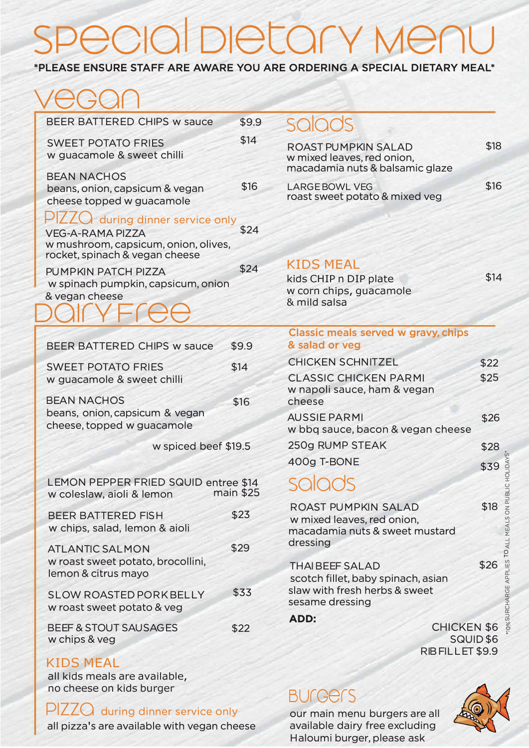# Special Dietary Menu

*PLEASE ENSURE STAFF ARE AWARE YOU ARE ORDERING A SPECIAL DIETARY MEAL*

## Vegan

BEER BATTERED CHIPS w sauce $9.9

SWEET POTATO FRIES $14
w guacamole & sweet chilli

BEAN NACHOS $16
beans, onion, capsicum & vegan cheese topped w guacamole

### PIZZA during dinner service only

VEG-A-RAMA PIZZA $24
w mushroom, capsicum, onion, olives, rocket, spinach & vegan cheese

PUMPKIN PATCH PIZZA $24
w spinach pumpkin, capsicum, onion & vegan cheese

### Salads

ROAST PUMPKIN SALAD $18
w mixed leaves, red onion, macadamia nuts & balsamic glaze

LARGE BOWL VEG $16
roast sweet potato & mixed veg

### KIDS MEAL

kids CHIP n DIP plate $14
w corn chips, guacamole & mild salsa

## Dairy Free

BEER BATTERED CHIPS w sauce $9.9

SWEET POTATO FRIES $14
w guacamole & sweet chilli

BEAN NACHOS $16
beans, onion, capsicum & vegan cheese, topped w guacamole
w spiced beef $19.5

LEMON PEPPER FRIED SQUID entree $14 main $25
w coleslaw, aioli & lemon

BEER BATTERED FISH $23
w chips, salad, lemon & aioli

ATLANTIC SALMON $29
w roast sweet potato, brocollini, lemon & citrus mayo

SLOW ROASTED PORK BELLY $33
w roast sweet potato & veg

BEEF & STOUT SAUSAGES $22
w chips & veg

### KIDS MEAL

all kids meals are available, no cheese on kids burger

### PIZZA during dinner service only

all pizza's are available with vegan cheese

### Classic meals served w gravy, chips & salad or veg

CHICKEN SCHNITZEL $22

CLASSIC CHICKEN PARMI $25
w napoli sauce, ham & vegan cheese

AUSSIE PARMI $26
w bbq sauce, bacon & vegan cheese

250g RUMP STEAK $28

400g T-BONE $39

### Salads

ROAST PUMPKIN SALAD $18
w mixed leaves, red onion, macadamia nuts & sweet mustard dressing

THAI BEEF SALAD $26
scotch fillet, baby spinach, asian slaw with fresh herbs & sweet sesame dressing

**ADD:**
CHICKEN $6
SQUID $6
RIB FILLET $9.9

### Burgers

our main menu burgers are all available dairy free excluding Haloumi burger, please ask

*10% SURCHARGE APPLIES TO ALL MEALS ON PUBLIC HOLIDAYS*